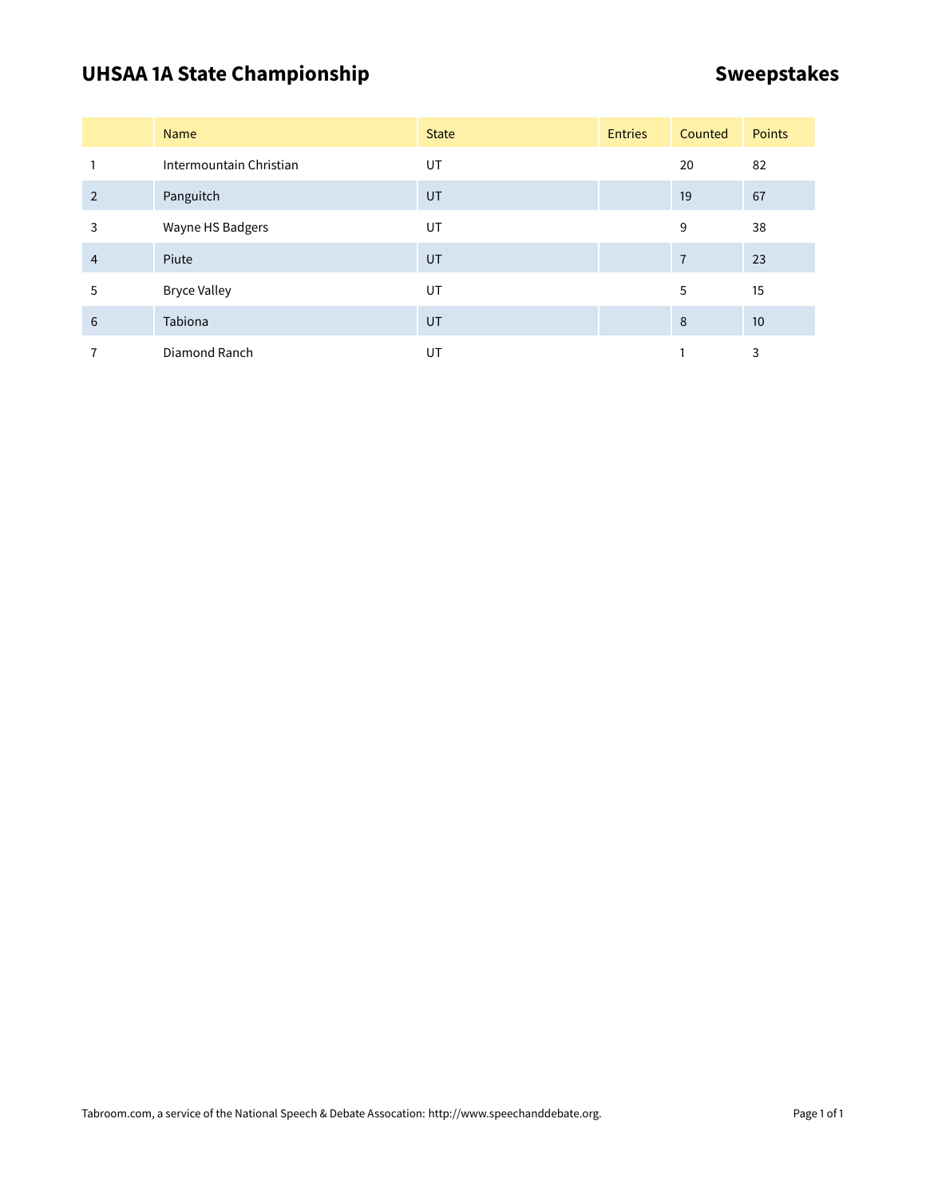# UHSAA 1A State Championship

## Sweepstakes

| | Name | State | Entries | Counted | Points |
|---|---|---|---|---|---|
| 1 | Intermountain Christian | UT | | 20 | 82 |
| 2 | Panguitch | UT | | 19 | 67 |
| 3 | Wayne HS Badgers | UT | | 9 | 38 |
| 4 | Piute | UT | | 7 | 23 |
| 5 | Bryce Valley | UT | | 5 | 15 |
| 6 | Tabiona | UT | | 8 | 10 |
| 7 | Diamond Ranch | UT | | 1 | 3 |

Tabroom.com, a service of the National Speech & Debate Assocation: http://www.speechanddebate.org.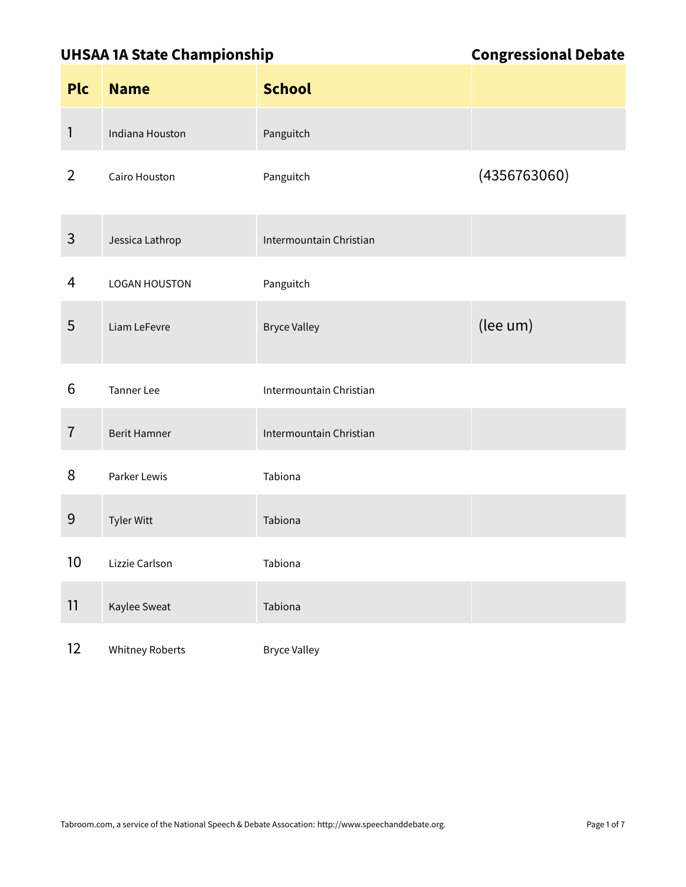## UHSAA 1A State Championship — Congressional Debate

| Plc | Name | School | |
|---|---|---|---|
| 1 | Indiana Houston | Panguitch | |
| 2 | Cairo Houston | Panguitch | (4356763060) |
| 3 | Jessica Lathrop | Intermountain Christian | |
| 4 | LOGAN HOUSTON | Panguitch | |
| 5 | Liam LeFevre | Bryce Valley | (lee um) |
| 6 | Tanner Lee | Intermountain Christian | |
| 7 | Berit Hamner | Intermountain Christian | |
| 8 | Parker Lewis | Tabiona | |
| 9 | Tyler Witt | Tabiona | |
| 10 | Lizzie Carlson | Tabiona | |
| 11 | Kaylee Sweat | Tabiona | |
| 12 | Whitney Roberts | Bryce Valley | |

Tabroom.com, a service of the National Speech & Debate Assocation: http://www.speechanddebate.org.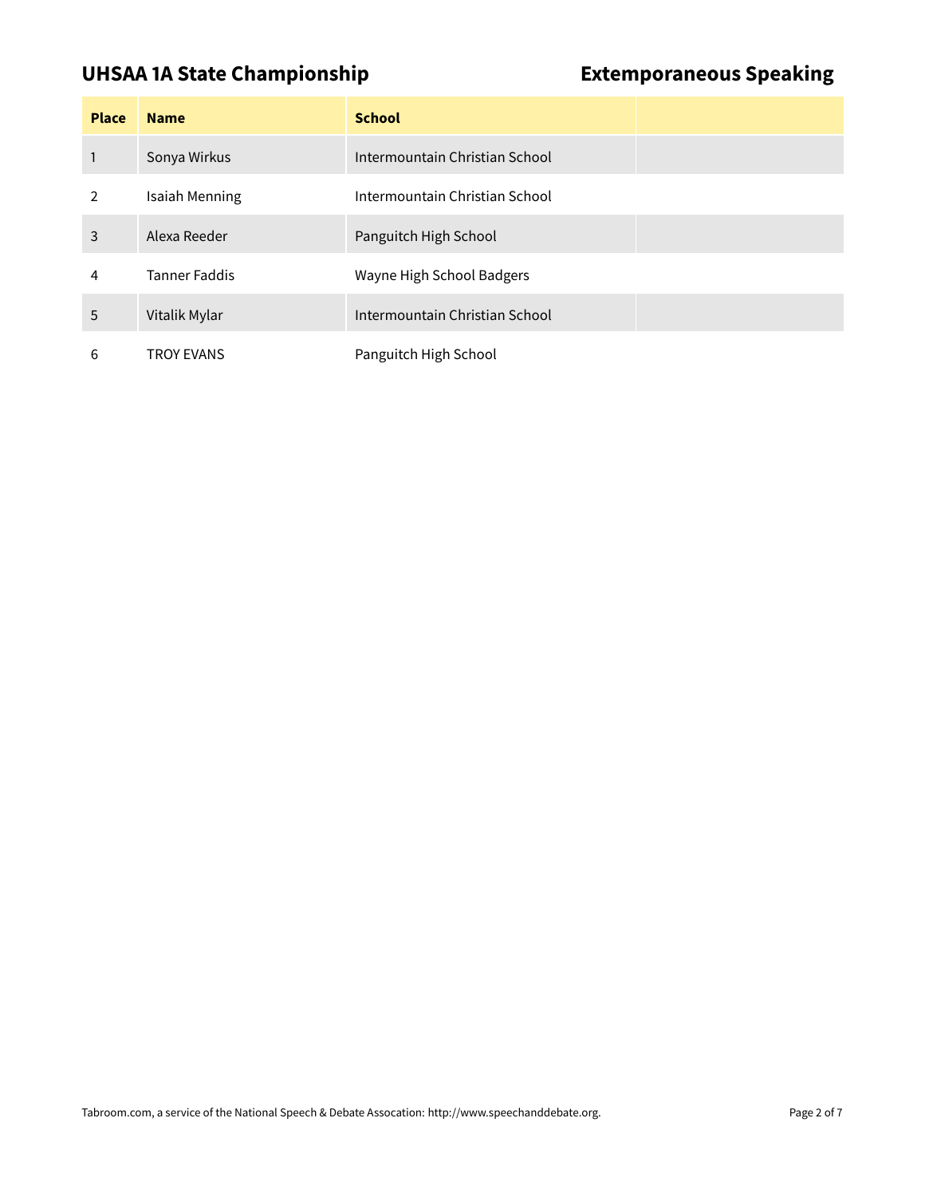## UHSAA 1A State Championship

## Extemporaneous Speaking

| Place | Name | School | |
|---|---|---|---|
| 1 | Sonya Wirkus | Intermountain Christian School | |
| 2 | Isaiah Menning | Intermountain Christian School | |
| 3 | Alexa Reeder | Panguitch High School | |
| 4 | Tanner Faddis | Wayne High School Badgers | |
| 5 | Vitalik Mylar | Intermountain Christian School | |
| 6 | TROY EVANS | Panguitch High School | |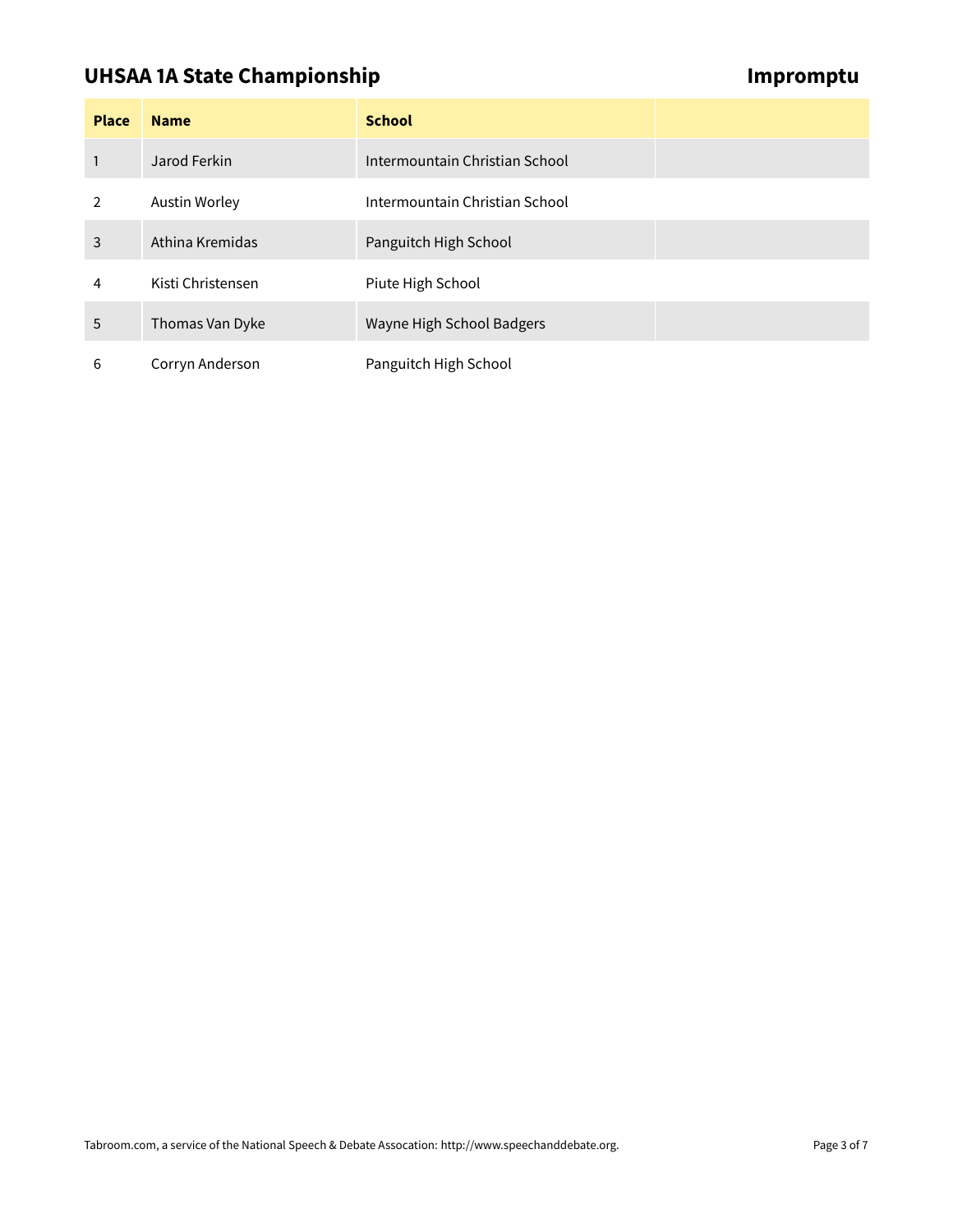## UHSAA 1A State Championship

## Impromptu

| Place | Name | School | |
|---|---|---|---|
| 1 | Jarod Ferkin | Intermountain Christian School | |
| 2 | Austin Worley | Intermountain Christian School | |
| 3 | Athina Kremidas | Panguitch High School | |
| 4 | Kisti Christensen | Piute High School | |
| 5 | Thomas Van Dyke | Wayne High School Badgers | |
| 6 | Corryn Anderson | Panguitch High School | |

Tabroom.com, a service of the National Speech & Debate Assocation: http://www.speechanddebate.org.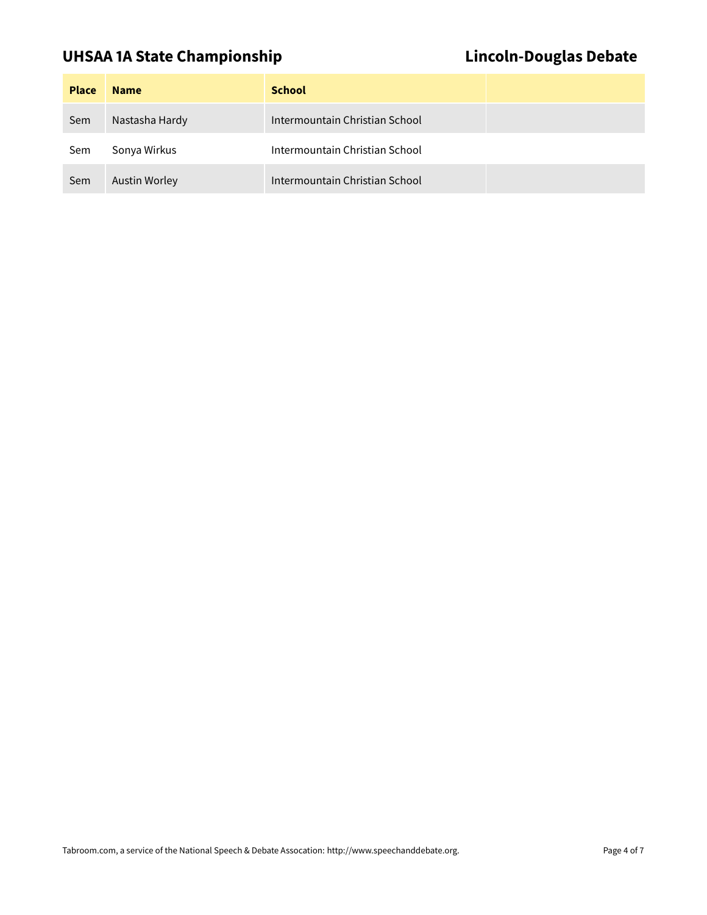## UHSAA 1A State Championship — Lincoln-Douglas Debate

| Place | Name | School | |
|---|---|---|---|
| Sem | Nastasha Hardy | Intermountain Christian School | |
| Sem | Sonya Wirkus | Intermountain Christian School | |
| Sem | Austin Worley | Intermountain Christian School | |

Tabroom.com, a service of the National Speech & Debate Assocation: http://www.speechanddebate.org.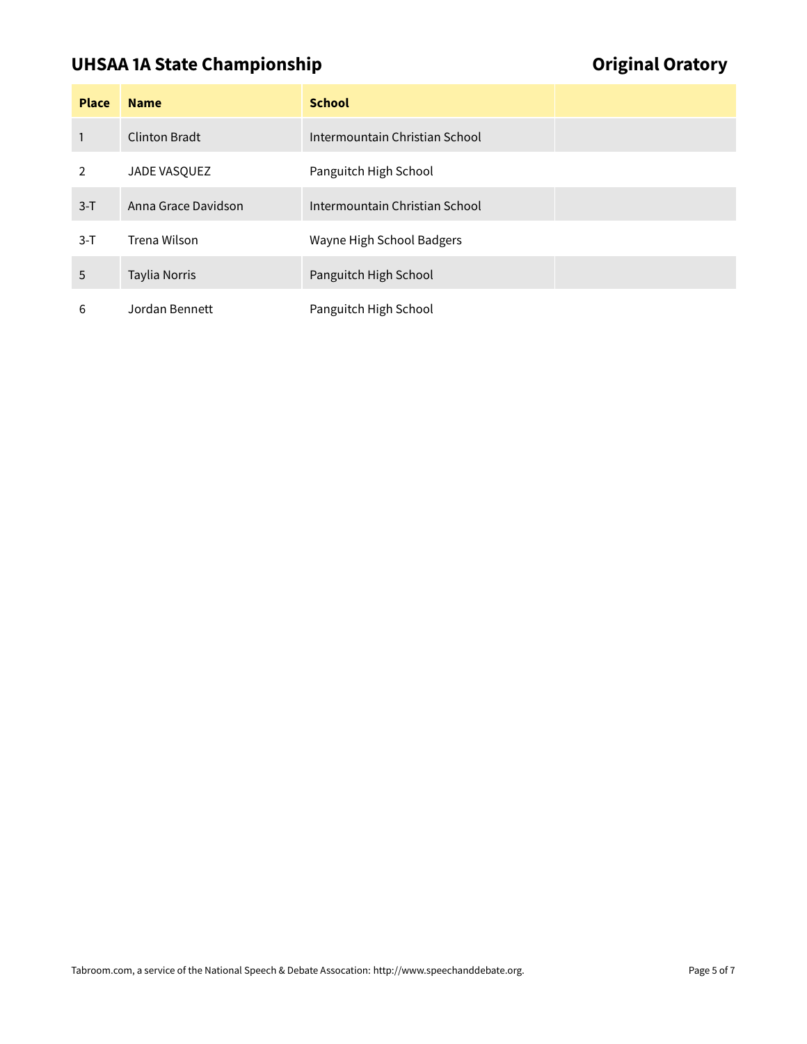## UHSAA 1A State Championship

## Original Oratory

| Place | Name | School | |
|---|---|---|---|
| 1 | Clinton Bradt | Intermountain Christian School | |
| 2 | JADE VASQUEZ | Panguitch High School | |
| 3-T | Anna Grace Davidson | Intermountain Christian School | |
| 3-T | Trena Wilson | Wayne High School Badgers | |
| 5 | Taylia Norris | Panguitch High School | |
| 6 | Jordan Bennett | Panguitch High School | |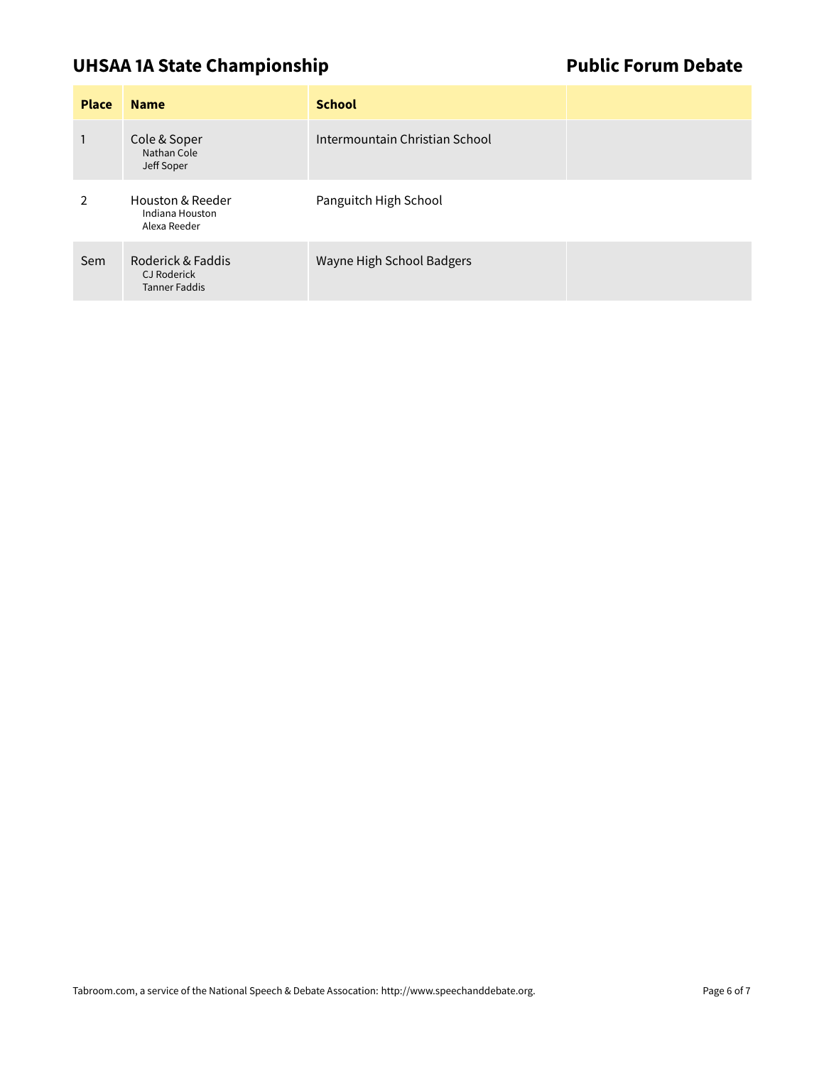## UHSAA 1A State Championship

## Public Forum Debate

| Place | Name | School | |
|---|---|---|---|
| 1 | Cole & Soper<br>Nathan Cole<br>Jeff Soper | Intermountain Christian School | |
| 2 | Houston & Reeder<br>Indiana Houston<br>Alexa Reeder | Panguitch High School | |
| Sem | Roderick & Faddis<br>CJ Roderick<br>Tanner Faddis | Wayne High School Badgers | |

Tabroom.com, a service of the National Speech & Debate Assocation: http://www.speechanddebate.org.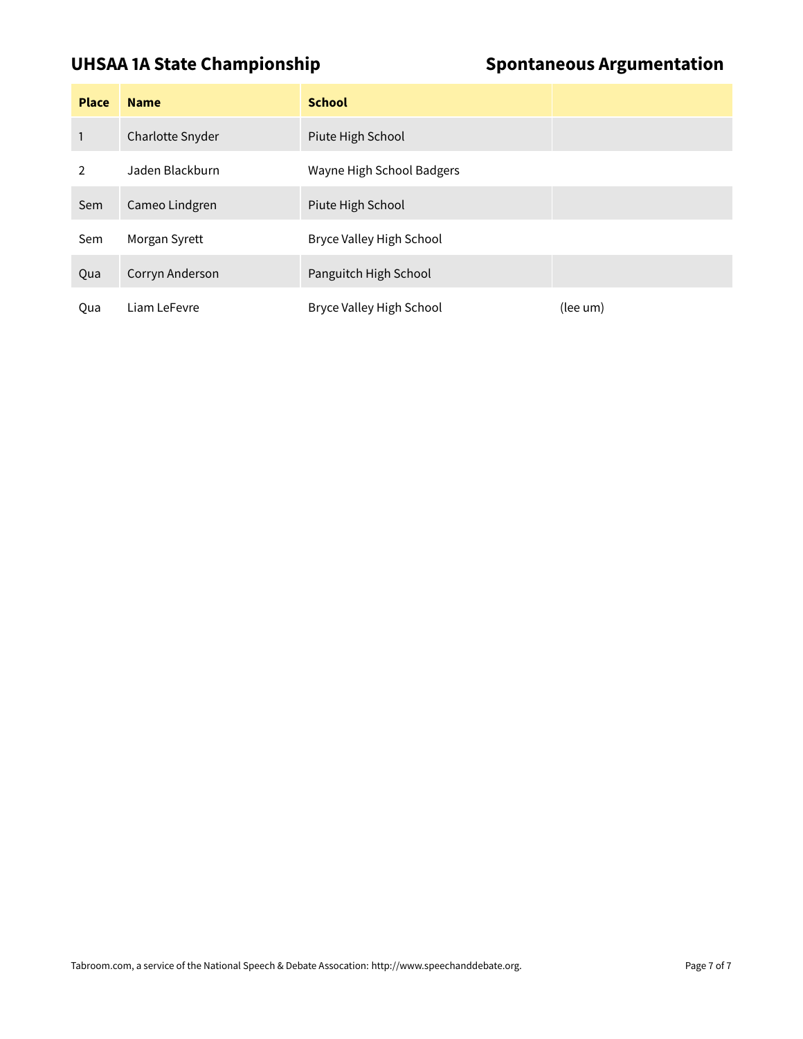## UHSAA 1A State Championship

## Spontaneous Argumentation

| Place | Name | School | |
|---|---|---|---|
| 1 | Charlotte Snyder | Piute High School | |
| 2 | Jaden Blackburn | Wayne High School Badgers | |
| Sem | Cameo Lindgren | Piute High School | |
| Sem | Morgan Syrett | Bryce Valley High School | |
| Qua | Corryn Anderson | Panguitch High School | |
| Qua | Liam LeFevre | Bryce Valley High School | (lee um) |

Tabroom.com, a service of the National Speech & Debate Assocation: http://www.speechanddebate.org.